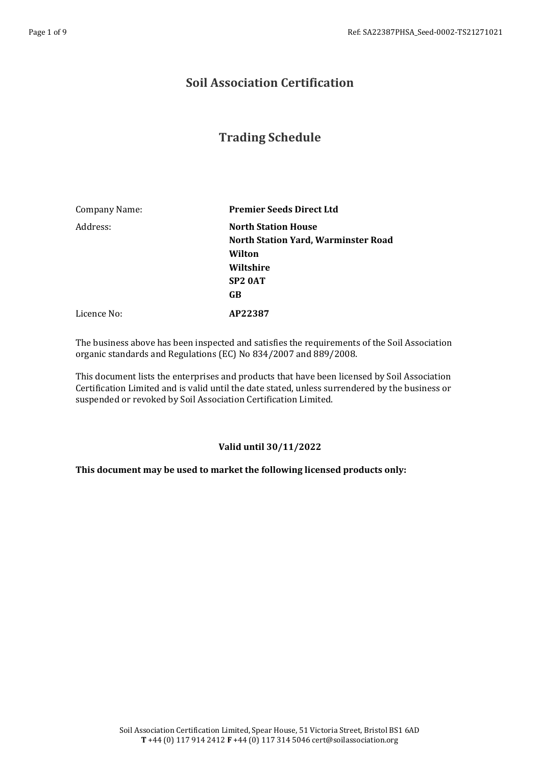# Soil Association Certification

## Trading Schedule

| | |
|---|---|
| Company Name: | **Premier Seeds Direct Ltd** |
| Address: | **North Station House**<br>**North Station Yard, Warminster Road**<br>**Wilton**<br>**Wiltshire**<br>**SP2 0AT**<br>**GB** |
| Licence No: | **AP22387** |

The business above has been inspected and satisfies the requirements of the Soil Association organic standards and Regulations (EC) No 834/2007 and 889/2008.

This document lists the enterprises and products that have been licensed by Soil Association Certification Limited and is valid until the date stated, unless surrendered by the business or suspended or revoked by Soil Association Certification Limited.

**Valid until 30/11/2022**

**This document may be used to market the following licensed products only:**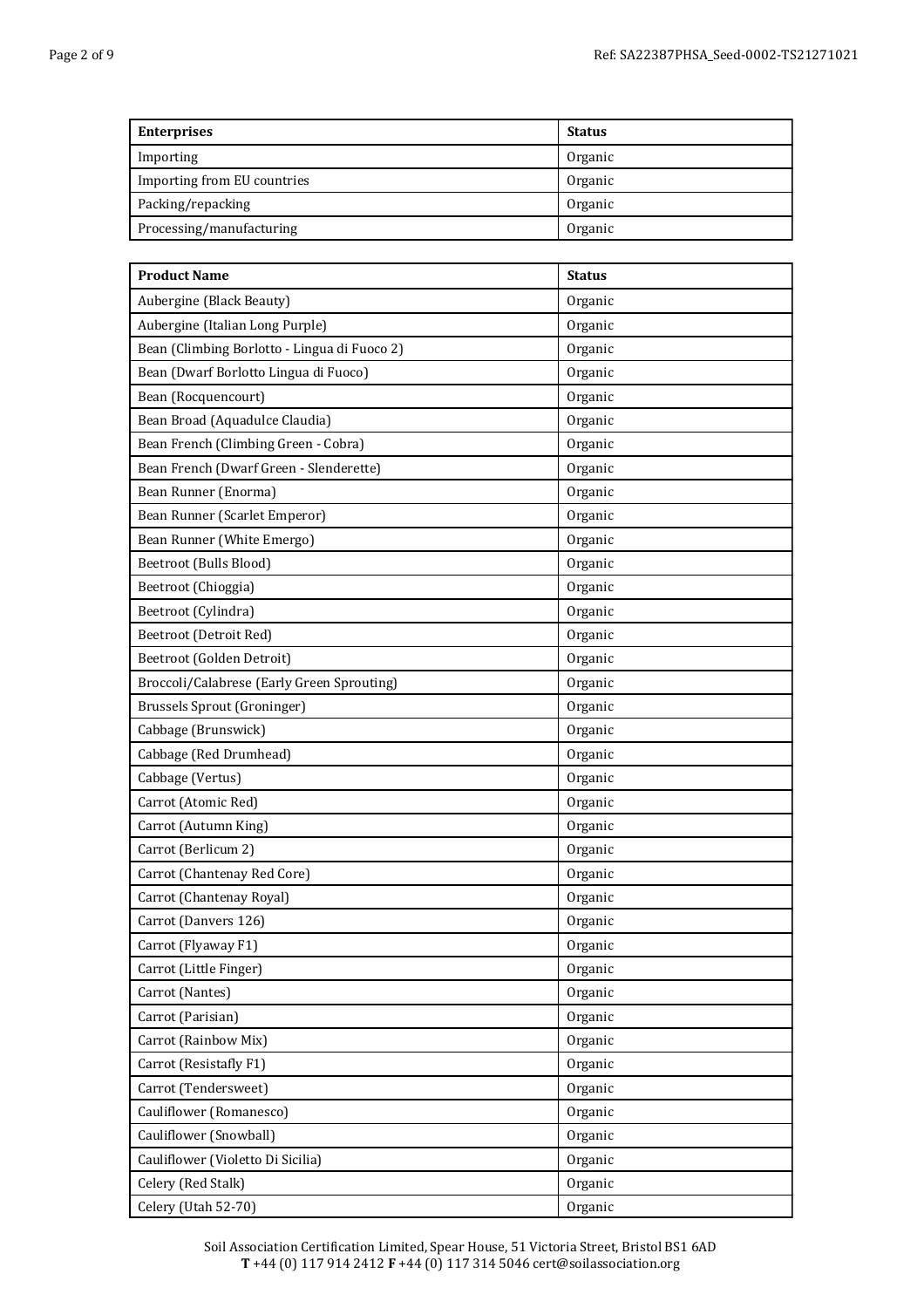| Enterprises | Status |
|---|---|
| Importing | Organic |
| Importing from EU countries | Organic |
| Packing/repacking | Organic |
| Processing/manufacturing | Organic |

| Product Name | Status |
|---|---|
| Aubergine (Black Beauty) | Organic |
| Aubergine (Italian Long Purple) | Organic |
| Bean (Climbing Borlotto - Lingua di Fuoco 2) | Organic |
| Bean (Dwarf Borlotto Lingua di Fuoco) | Organic |
| Bean (Rocquencourt) | Organic |
| Bean Broad (Aquadulce Claudia) | Organic |
| Bean French (Climbing Green - Cobra) | Organic |
| Bean French (Dwarf Green - Slenderette) | Organic |
| Bean Runner (Enorma) | Organic |
| Bean Runner (Scarlet Emperor) | Organic |
| Bean Runner (White Emergo) | Organic |
| Beetroot (Bulls Blood) | Organic |
| Beetroot (Chioggia) | Organic |
| Beetroot (Cylindra) | Organic |
| Beetroot (Detroit Red) | Organic |
| Beetroot (Golden Detroit) | Organic |
| Broccoli/Calabrese (Early Green Sprouting) | Organic |
| Brussels Sprout (Groninger) | Organic |
| Cabbage (Brunswick) | Organic |
| Cabbage (Red Drumhead) | Organic |
| Cabbage (Vertus) | Organic |
| Carrot (Atomic Red) | Organic |
| Carrot (Autumn King) | Organic |
| Carrot (Berlicum 2) | Organic |
| Carrot (Chantenay Red Core) | Organic |
| Carrot (Chantenay Royal) | Organic |
| Carrot (Danvers 126) | Organic |
| Carrot (Flyaway F1) | Organic |
| Carrot (Little Finger) | Organic |
| Carrot (Nantes) | Organic |
| Carrot (Parisian) | Organic |
| Carrot (Rainbow Mix) | Organic |
| Carrot (Resistafly F1) | Organic |
| Carrot (Tendersweet) | Organic |
| Cauliflower (Romanesco) | Organic |
| Cauliflower (Snowball) | Organic |
| Cauliflower (Violetto Di Sicilia) | Organic |
| Celery (Red Stalk) | Organic |
| Celery (Utah 52-70) | Organic |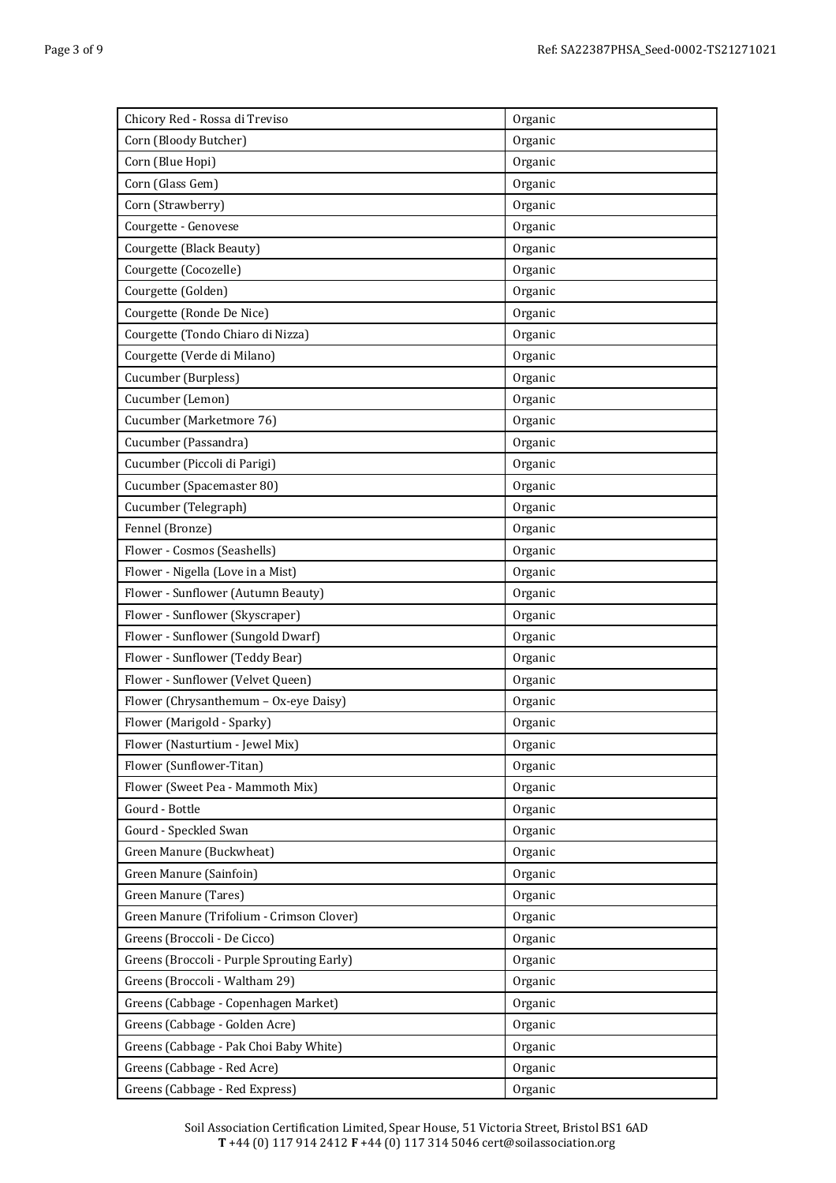| | |
|---|---|
| Chicory Red - Rossa di Treviso | Organic |
| Corn (Bloody Butcher) | Organic |
| Corn (Blue Hopi) | Organic |
| Corn (Glass Gem) | Organic |
| Corn (Strawberry) | Organic |
| Courgette - Genovese | Organic |
| Courgette (Black Beauty) | Organic |
| Courgette (Cocozelle) | Organic |
| Courgette (Golden) | Organic |
| Courgette (Ronde De Nice) | Organic |
| Courgette (Tondo Chiaro di Nizza) | Organic |
| Courgette (Verde di Milano) | Organic |
| Cucumber (Burpless) | Organic |
| Cucumber (Lemon) | Organic |
| Cucumber (Marketmore 76) | Organic |
| Cucumber (Passandra) | Organic |
| Cucumber (Piccoli di Parigi) | Organic |
| Cucumber (Spacemaster 80) | Organic |
| Cucumber (Telegraph) | Organic |
| Fennel (Bronze) | Organic |
| Flower - Cosmos (Seashells) | Organic |
| Flower - Nigella (Love in a Mist) | Organic |
| Flower - Sunflower (Autumn Beauty) | Organic |
| Flower - Sunflower (Skyscraper) | Organic |
| Flower - Sunflower (Sungold Dwarf) | Organic |
| Flower - Sunflower (Teddy Bear) | Organic |
| Flower - Sunflower (Velvet Queen) | Organic |
| Flower (Chrysanthemum – Ox-eye Daisy) | Organic |
| Flower (Marigold - Sparky) | Organic |
| Flower (Nasturtium - Jewel Mix) | Organic |
| Flower (Sunflower-Titan) | Organic |
| Flower (Sweet Pea - Mammoth Mix) | Organic |
| Gourd - Bottle | Organic |
| Gourd - Speckled Swan | Organic |
| Green Manure (Buckwheat) | Organic |
| Green Manure (Sainfoin) | Organic |
| Green Manure (Tares) | Organic |
| Green Manure (Trifolium - Crimson Clover) | Organic |
| Greens (Broccoli - De Cicco) | Organic |
| Greens (Broccoli - Purple Sprouting Early) | Organic |
| Greens (Broccoli - Waltham 29) | Organic |
| Greens (Cabbage - Copenhagen Market) | Organic |
| Greens (Cabbage - Golden Acre) | Organic |
| Greens (Cabbage - Pak Choi Baby White) | Organic |
| Greens (Cabbage - Red Acre) | Organic |
| Greens (Cabbage - Red Express) | Organic |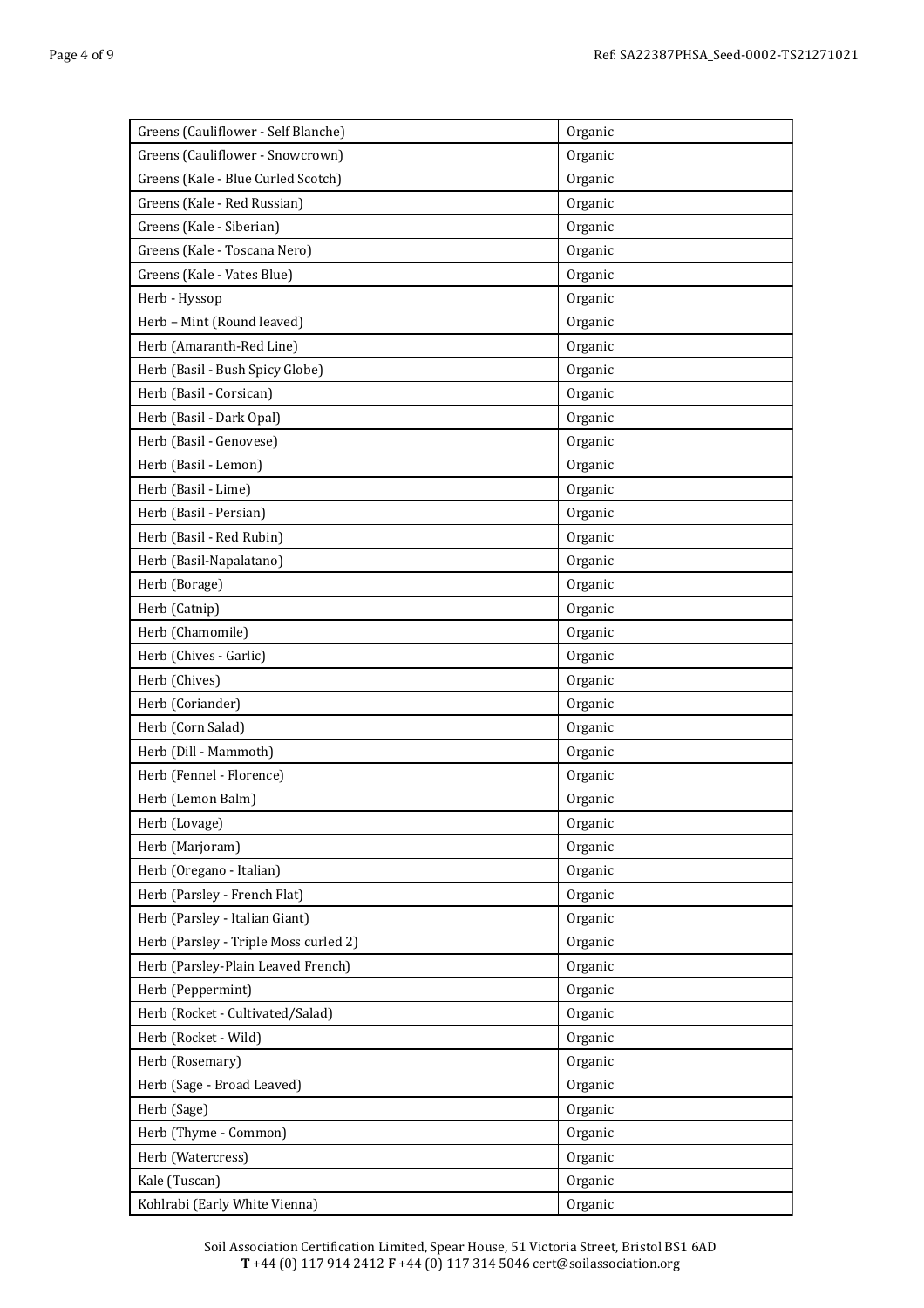| | |
|---|---|
| Greens (Cauliflower - Self Blanche) | Organic |
| Greens (Cauliflower - Snowcrown) | Organic |
| Greens (Kale - Blue Curled Scotch) | Organic |
| Greens (Kale - Red Russian) | Organic |
| Greens (Kale - Siberian) | Organic |
| Greens (Kale - Toscana Nero) | Organic |
| Greens (Kale - Vates Blue) | Organic |
| Herb - Hyssop | Organic |
| Herb – Mint (Round leaved) | Organic |
| Herb (Amaranth-Red Line) | Organic |
| Herb (Basil - Bush Spicy Globe) | Organic |
| Herb (Basil - Corsican) | Organic |
| Herb (Basil - Dark Opal) | Organic |
| Herb (Basil - Genovese) | Organic |
| Herb (Basil - Lemon) | Organic |
| Herb (Basil - Lime) | Organic |
| Herb (Basil - Persian) | Organic |
| Herb (Basil - Red Rubin) | Organic |
| Herb (Basil-Napalatano) | Organic |
| Herb (Borage) | Organic |
| Herb (Catnip) | Organic |
| Herb (Chamomile) | Organic |
| Herb (Chives - Garlic) | Organic |
| Herb (Chives) | Organic |
| Herb (Coriander) | Organic |
| Herb (Corn Salad) | Organic |
| Herb (Dill - Mammoth) | Organic |
| Herb (Fennel - Florence) | Organic |
| Herb (Lemon Balm) | Organic |
| Herb (Lovage) | Organic |
| Herb (Marjoram) | Organic |
| Herb (Oregano - Italian) | Organic |
| Herb (Parsley - French Flat) | Organic |
| Herb (Parsley - Italian Giant) | Organic |
| Herb (Parsley - Triple Moss curled 2) | Organic |
| Herb (Parsley-Plain Leaved French) | Organic |
| Herb (Peppermint) | Organic |
| Herb (Rocket - Cultivated/Salad) | Organic |
| Herb (Rocket - Wild) | Organic |
| Herb (Rosemary) | Organic |
| Herb (Sage - Broad Leaved) | Organic |
| Herb (Sage) | Organic |
| Herb (Thyme - Common) | Organic |
| Herb (Watercress) | Organic |
| Kale (Tuscan) | Organic |
| Kohlrabi (Early White Vienna) | Organic |

Soil Association Certification Limited, Spear House, 51 Victoria Street, Bristol BS1 6AD
**T** +44 (0) 117 914 2412 **F** +44 (0) 117 314 5046 cert@soilassociation.org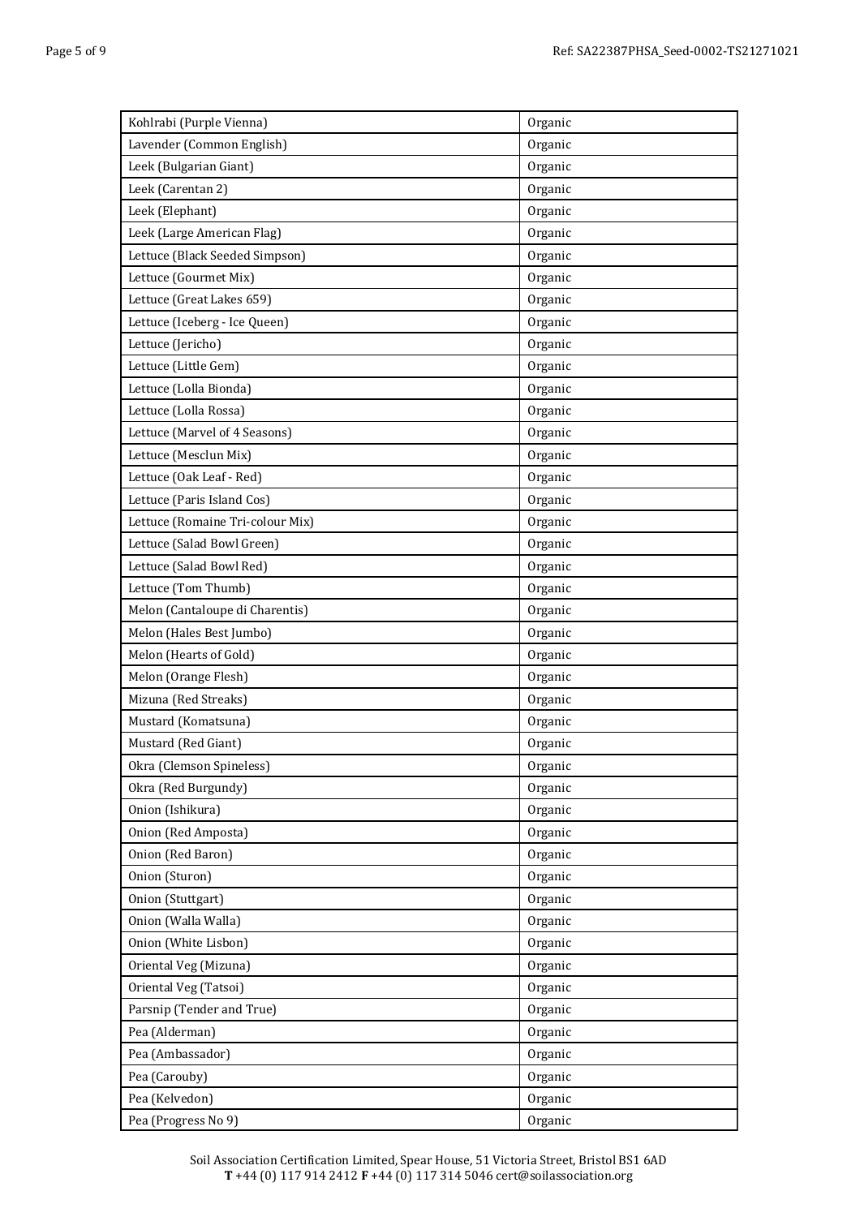| Kohlrabi (Purple Vienna) | Organic |
| --- | --- |
| Lavender (Common English) | Organic |
| Leek (Bulgarian Giant) | Organic |
| Leek (Carentan 2) | Organic |
| Leek (Elephant) | Organic |
| Leek (Large American Flag) | Organic |
| Lettuce (Black Seeded Simpson) | Organic |
| Lettuce (Gourmet Mix) | Organic |
| Lettuce (Great Lakes 659) | Organic |
| Lettuce (Iceberg - Ice Queen) | Organic |
| Lettuce (Jericho) | Organic |
| Lettuce (Little Gem) | Organic |
| Lettuce (Lolla Bionda) | Organic |
| Lettuce (Lolla Rossa) | Organic |
| Lettuce (Marvel of 4 Seasons) | Organic |
| Lettuce (Mesclun Mix) | Organic |
| Lettuce (Oak Leaf - Red) | Organic |
| Lettuce (Paris Island Cos) | Organic |
| Lettuce (Romaine Tri-colour Mix) | Organic |
| Lettuce (Salad Bowl Green) | Organic |
| Lettuce (Salad Bowl Red) | Organic |
| Lettuce (Tom Thumb) | Organic |
| Melon (Cantaloupe di Charentis) | Organic |
| Melon (Hales Best Jumbo) | Organic |
| Melon (Hearts of Gold) | Organic |
| Melon (Orange Flesh) | Organic |
| Mizuna (Red Streaks) | Organic |
| Mustard (Komatsuna) | Organic |
| Mustard (Red Giant) | Organic |
| Okra (Clemson Spineless) | Organic |
| Okra (Red Burgundy) | Organic |
| Onion (Ishikura) | Organic |
| Onion (Red Amposta) | Organic |
| Onion (Red Baron) | Organic |
| Onion (Sturon) | Organic |
| Onion (Stuttgart) | Organic |
| Onion (Walla Walla) | Organic |
| Onion (White Lisbon) | Organic |
| Oriental Veg (Mizuna) | Organic |
| Oriental Veg (Tatsoi) | Organic |
| Parsnip (Tender and True) | Organic |
| Pea (Alderman) | Organic |
| Pea (Ambassador) | Organic |
| Pea (Carouby) | Organic |
| Pea (Kelvedon) | Organic |
| Pea (Progress No 9) | Organic |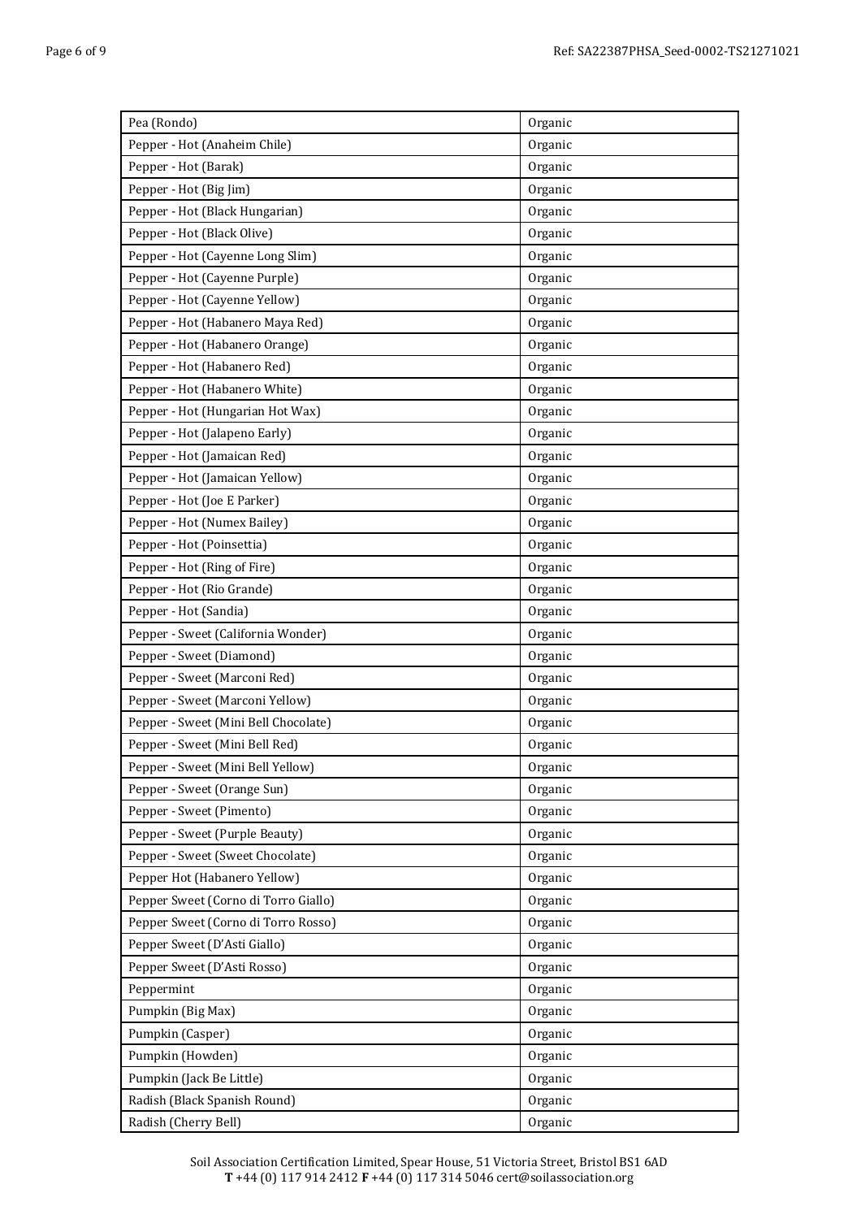| Pea (Rondo) | Organic |
|---|---|
| Pepper - Hot (Anaheim Chile) | Organic |
| Pepper - Hot (Barak) | Organic |
| Pepper - Hot (Big Jim) | Organic |
| Pepper - Hot (Black Hungarian) | Organic |
| Pepper - Hot (Black Olive) | Organic |
| Pepper - Hot (Cayenne Long Slim) | Organic |
| Pepper - Hot (Cayenne Purple) | Organic |
| Pepper - Hot (Cayenne Yellow) | Organic |
| Pepper - Hot (Habanero Maya Red) | Organic |
| Pepper - Hot (Habanero Orange) | Organic |
| Pepper - Hot (Habanero Red) | Organic |
| Pepper - Hot (Habanero White) | Organic |
| Pepper - Hot (Hungarian Hot Wax) | Organic |
| Pepper - Hot (Jalapeno Early) | Organic |
| Pepper - Hot (Jamaican Red) | Organic |
| Pepper - Hot (Jamaican Yellow) | Organic |
| Pepper - Hot (Joe E Parker) | Organic |
| Pepper - Hot (Numex Bailey) | Organic |
| Pepper - Hot (Poinsettia) | Organic |
| Pepper - Hot (Ring of Fire) | Organic |
| Pepper - Hot (Rio Grande) | Organic |
| Pepper - Hot (Sandia) | Organic |
| Pepper - Sweet (California Wonder) | Organic |
| Pepper - Sweet (Diamond) | Organic |
| Pepper - Sweet (Marconi Red) | Organic |
| Pepper - Sweet (Marconi Yellow) | Organic |
| Pepper - Sweet (Mini Bell Chocolate) | Organic |
| Pepper - Sweet (Mini Bell Red) | Organic |
| Pepper - Sweet (Mini Bell Yellow) | Organic |
| Pepper - Sweet (Orange Sun) | Organic |
| Pepper - Sweet (Pimento) | Organic |
| Pepper - Sweet (Purple Beauty) | Organic |
| Pepper - Sweet (Sweet Chocolate) | Organic |
| Pepper Hot (Habanero Yellow) | Organic |
| Pepper Sweet (Corno di Torro Giallo) | Organic |
| Pepper Sweet (Corno di Torro Rosso) | Organic |
| Pepper Sweet (D'Asti Giallo) | Organic |
| Pepper Sweet (D'Asti Rosso) | Organic |
| Peppermint | Organic |
| Pumpkin (Big Max) | Organic |
| Pumpkin (Casper) | Organic |
| Pumpkin (Howden) | Organic |
| Pumpkin (Jack Be Little) | Organic |
| Radish (Black Spanish Round) | Organic |
| Radish (Cherry Bell) | Organic |

Soil Association Certification Limited, Spear House, 51 Victoria Street, Bristol BS1 6AD
**T** +44 (0) 117 914 2412 **F** +44 (0) 117 314 5046 cert@soilassociation.org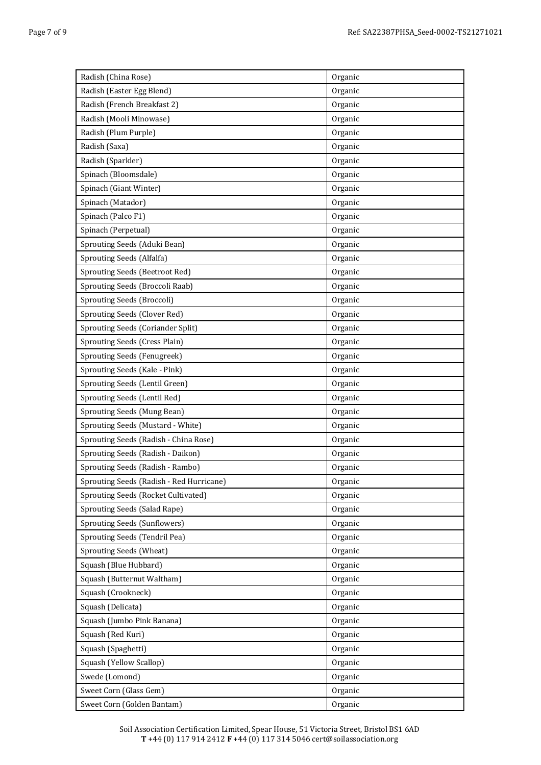| Radish (China Rose) | Organic |
| --- | --- |
| Radish (Easter Egg Blend) | Organic |
| Radish (French Breakfast 2) | Organic |
| Radish (Mooli Minowase) | Organic |
| Radish (Plum Purple) | Organic |
| Radish (Saxa) | Organic |
| Radish (Sparkler) | Organic |
| Spinach (Bloomsdale) | Organic |
| Spinach (Giant Winter) | Organic |
| Spinach (Matador) | Organic |
| Spinach (Palco F1) | Organic |
| Spinach (Perpetual) | Organic |
| Sprouting Seeds (Aduki Bean) | Organic |
| Sprouting Seeds (Alfalfa) | Organic |
| Sprouting Seeds (Beetroot Red) | Organic |
| Sprouting Seeds (Broccoli Raab) | Organic |
| Sprouting Seeds (Broccoli) | Organic |
| Sprouting Seeds (Clover Red) | Organic |
| Sprouting Seeds (Coriander Split) | Organic |
| Sprouting Seeds (Cress Plain) | Organic |
| Sprouting Seeds (Fenugreek) | Organic |
| Sprouting Seeds (Kale - Pink) | Organic |
| Sprouting Seeds (Lentil Green) | Organic |
| Sprouting Seeds (Lentil Red) | Organic |
| Sprouting Seeds (Mung Bean) | Organic |
| Sprouting Seeds (Mustard - White) | Organic |
| Sprouting Seeds (Radish - China Rose) | Organic |
| Sprouting Seeds (Radish - Daikon) | Organic |
| Sprouting Seeds (Radish - Rambo) | Organic |
| Sprouting Seeds (Radish - Red Hurricane) | Organic |
| Sprouting Seeds (Rocket Cultivated) | Organic |
| Sprouting Seeds (Salad Rape) | Organic |
| Sprouting Seeds (Sunflowers) | Organic |
| Sprouting Seeds (Tendril Pea) | Organic |
| Sprouting Seeds (Wheat) | Organic |
| Squash (Blue Hubbard) | Organic |
| Squash (Butternut Waltham) | Organic |
| Squash (Crookneck) | Organic |
| Squash (Delicata) | Organic |
| Squash (Jumbo Pink Banana) | Organic |
| Squash (Red Kuri) | Organic |
| Squash (Spaghetti) | Organic |
| Squash (Yellow Scallop) | Organic |
| Swede (Lomond) | Organic |
| Sweet Corn (Glass Gem) | Organic |
| Sweet Corn (Golden Bantam) | Organic |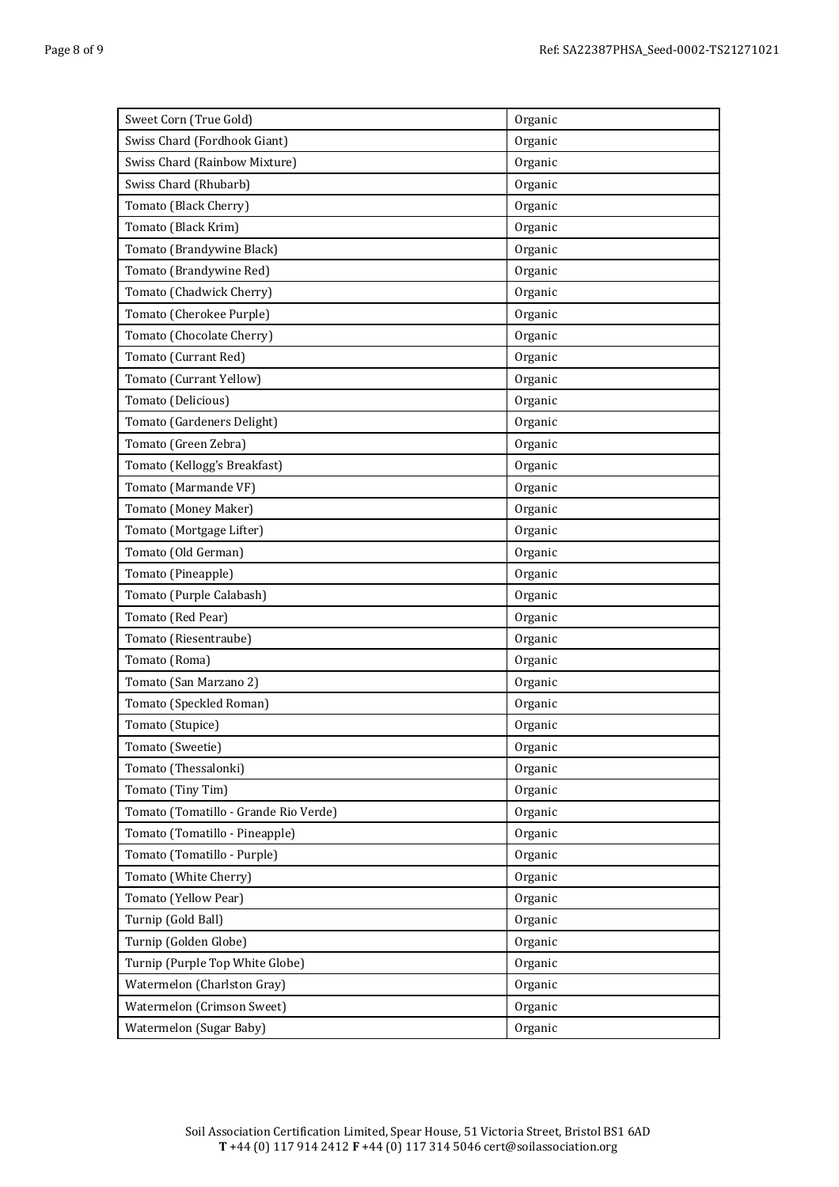| Sweet Corn (True Gold) | Organic |
| --- | --- |
| Swiss Chard (Fordhook Giant) | Organic |
| Swiss Chard (Rainbow Mixture) | Organic |
| Swiss Chard (Rhubarb) | Organic |
| Tomato (Black Cherry) | Organic |
| Tomato (Black Krim) | Organic |
| Tomato (Brandywine Black) | Organic |
| Tomato (Brandywine Red) | Organic |
| Tomato (Chadwick Cherry) | Organic |
| Tomato (Cherokee Purple) | Organic |
| Tomato (Chocolate Cherry) | Organic |
| Tomato (Currant Red) | Organic |
| Tomato (Currant Yellow) | Organic |
| Tomato (Delicious) | Organic |
| Tomato (Gardeners Delight) | Organic |
| Tomato (Green Zebra) | Organic |
| Tomato (Kellogg's Breakfast) | Organic |
| Tomato (Marmande VF) | Organic |
| Tomato (Money Maker) | Organic |
| Tomato (Mortgage Lifter) | Organic |
| Tomato (Old German) | Organic |
| Tomato (Pineapple) | Organic |
| Tomato (Purple Calabash) | Organic |
| Tomato (Red Pear) | Organic |
| Tomato (Riesentraube) | Organic |
| Tomato (Roma) | Organic |
| Tomato (San Marzano 2) | Organic |
| Tomato (Speckled Roman) | Organic |
| Tomato (Stupice) | Organic |
| Tomato (Sweetie) | Organic |
| Tomato (Thessalonki) | Organic |
| Tomato (Tiny Tim) | Organic |
| Tomato (Tomatillo - Grande Rio Verde) | Organic |
| Tomato (Tomatillo - Pineapple) | Organic |
| Tomato (Tomatillo - Purple) | Organic |
| Tomato (White Cherry) | Organic |
| Tomato (Yellow Pear) | Organic |
| Turnip (Gold Ball) | Organic |
| Turnip (Golden Globe) | Organic |
| Turnip (Purple Top White Globe) | Organic |
| Watermelon (Charlston Gray) | Organic |
| Watermelon (Crimson Sweet) | Organic |
| Watermelon (Sugar Baby) | Organic |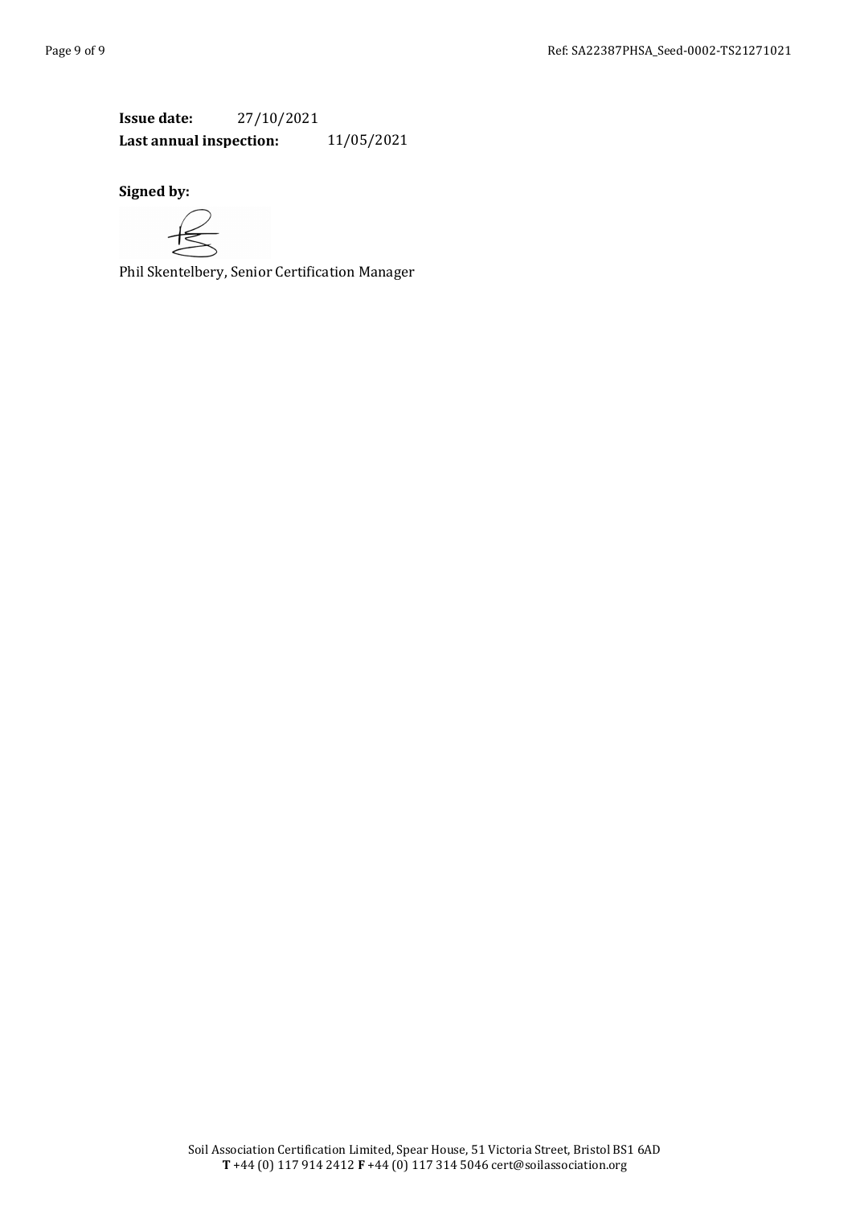**Issue date:** 27/10/2021
**Last annual inspection:** 11/05/2021

**Signed by:**

Phil Skentelbery, Senior Certification Manager

Soil Association Certification Limited, Spear House, 51 Victoria Street, Bristol BS1 6AD
**T** +44 (0) 117 914 2412 **F** +44 (0) 117 314 5046 cert@soilassociation.org